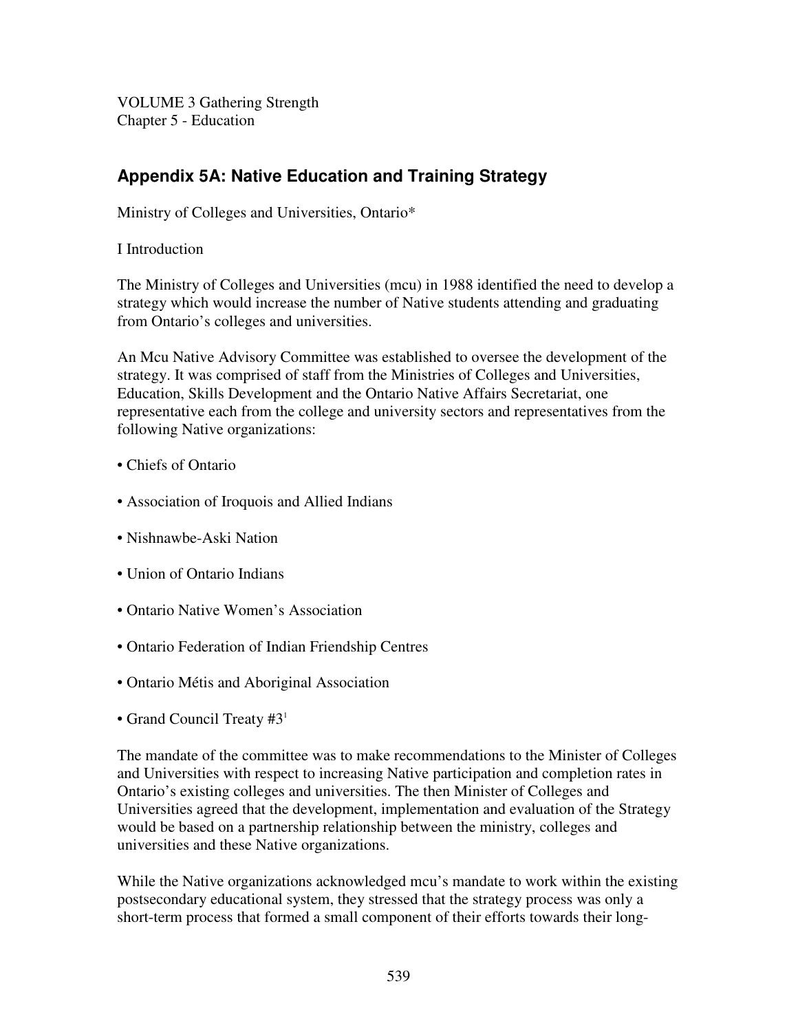VOLUME 3 Gathering Strength
Chapter 5 - Education

## Appendix 5A: Native Education and Training Strategy

Ministry of Colleges and Universities, Ontario*

I Introduction

The Ministry of Colleges and Universities (mcu) in 1988 identified the need to develop a strategy which would increase the number of Native students attending and graduating from Ontario's colleges and universities.

An Mcu Native Advisory Committee was established to oversee the development of the strategy. It was comprised of staff from the Ministries of Colleges and Universities, Education, Skills Development and the Ontario Native Affairs Secretariat, one representative each from the college and university sectors and representatives from the following Native organizations:

- Chiefs of Ontario
- Association of Iroquois and Allied Indians
- Nishnawbe-Aski Nation
- Union of Ontario Indians
- Ontario Native Women's Association
- Ontario Federation of Indian Friendship Centres
- Ontario Métis and Aboriginal Association
- Grand Council Treaty #3[1]

The mandate of the committee was to make recommendations to the Minister of Colleges and Universities with respect to increasing Native participation and completion rates in Ontario's existing colleges and universities. The then Minister of Colleges and Universities agreed that the development, implementation and evaluation of the Strategy would be based on a partnership relationship between the ministry, colleges and universities and these Native organizations.

While the Native organizations acknowledged mcu's mandate to work within the existing postsecondary educational system, they stressed that the strategy process was only a short-term process that formed a small component of their efforts towards their long-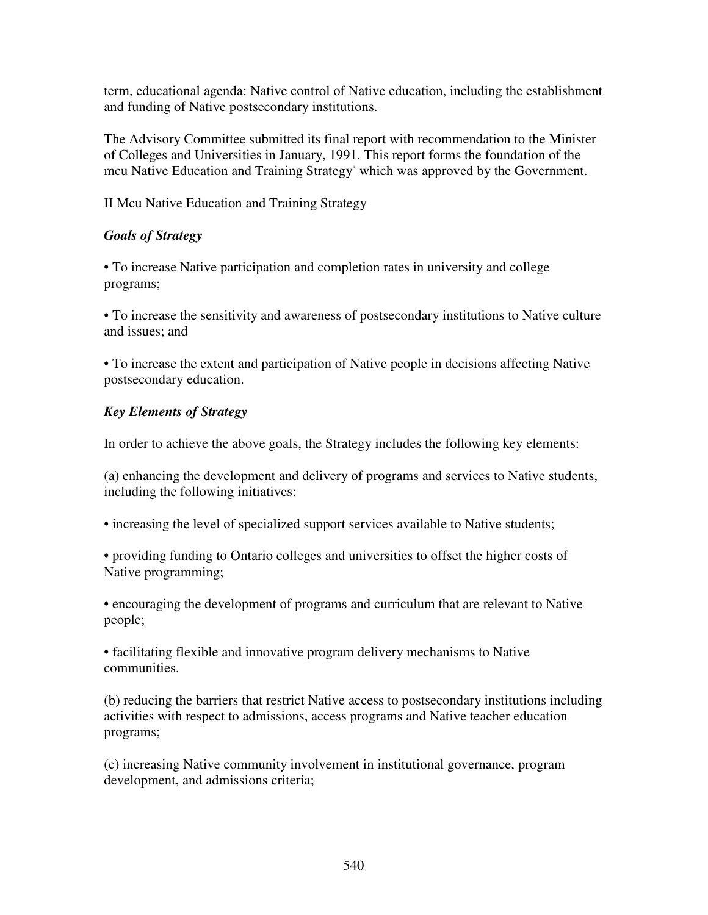term, educational agenda: Native control of Native education, including the establishment and funding of Native postsecondary institutions.

The Advisory Committee submitted its final report with recommendation to the Minister of Colleges and Universities in January, 1991. This report forms the foundation of the mcu Native Education and Training Strategy[*] which was approved by the Government.

II Mcu Native Education and Training Strategy

***Goals of Strategy***

- To increase Native participation and completion rates in university and college programs;

- To increase the sensitivity and awareness of postsecondary institutions to Native culture and issues; and

- To increase the extent and participation of Native people in decisions affecting Native postsecondary education.

***Key Elements of Strategy***

In order to achieve the above goals, the Strategy includes the following key elements:

(a) enhancing the development and delivery of programs and services to Native students, including the following initiatives:

- increasing the level of specialized support services available to Native students;

- providing funding to Ontario colleges and universities to offset the higher costs of Native programming;

- encouraging the development of programs and curriculum that are relevant to Native people;

- facilitating flexible and innovative program delivery mechanisms to Native communities.

(b) reducing the barriers that restrict Native access to postsecondary institutions including activities with respect to admissions, access programs and Native teacher education programs;

(c) increasing Native community involvement in institutional governance, program development, and admissions criteria;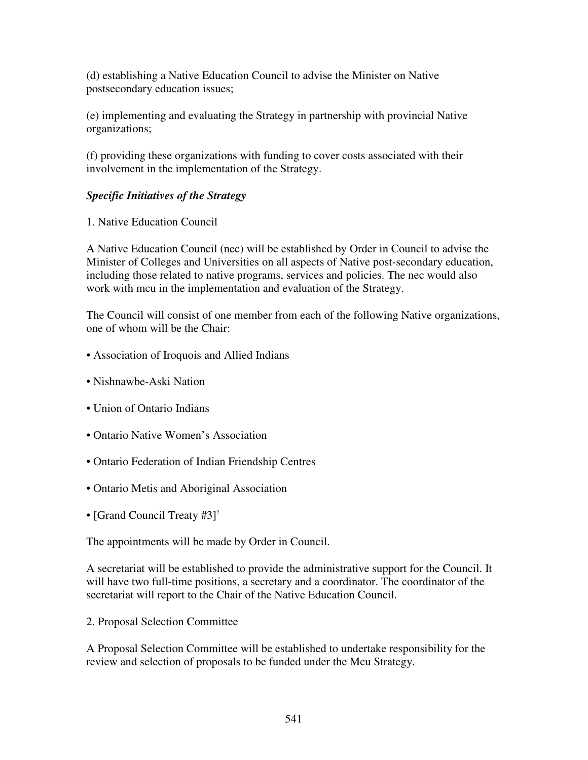(d) establishing a Native Education Council to advise the Minister on Native postsecondary education issues;

(e) implementing and evaluating the Strategy in partnership with provincial Native organizations;

(f) providing these organizations with funding to cover costs associated with their involvement in the implementation of the Strategy.

***Specific Initiatives of the Strategy***

1. Native Education Council

A Native Education Council (nec) will be established by Order in Council to advise the Minister of Colleges and Universities on all aspects of Native post-secondary education, including those related to native programs, services and policies. The nec would also work with mcu in the implementation and evaluation of the Strategy.

The Council will consist of one member from each of the following Native organizations, one of whom will be the Chair:

- Association of Iroquois and Allied Indians
- Nishnawbe-Aski Nation
- Union of Ontario Indians
- Ontario Native Women's Association
- Ontario Federation of Indian Friendship Centres
- Ontario Metis and Aboriginal Association
- [Grand Council Treaty #3][2]

The appointments will be made by Order in Council.

A secretariat will be established to provide the administrative support for the Council. It will have two full-time positions, a secretary and a coordinator. The coordinator of the secretariat will report to the Chair of the Native Education Council.

2. Proposal Selection Committee

A Proposal Selection Committee will be established to undertake responsibility for the review and selection of proposals to be funded under the Mcu Strategy.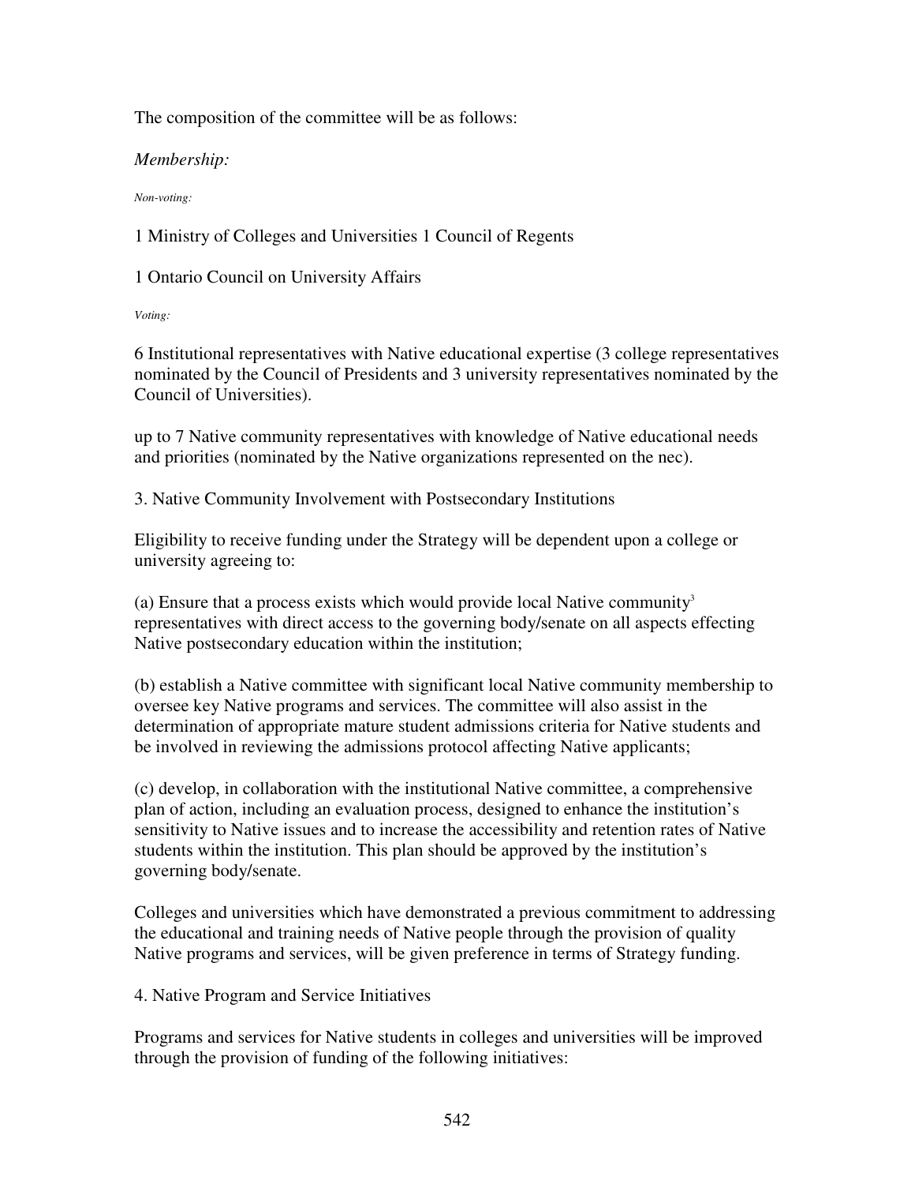The composition of the committee will be as follows:

*Membership:*

*Non-voting:*

1 Ministry of Colleges and Universities 1 Council of Regents

1 Ontario Council on University Affairs

*Voting:*

6 Institutional representatives with Native educational expertise (3 college representatives nominated by the Council of Presidents and 3 university representatives nominated by the Council of Universities).

up to 7 Native community representatives with knowledge of Native educational needs and priorities (nominated by the Native organizations represented on the nec).

3. Native Community Involvement with Postsecondary Institutions

Eligibility to receive funding under the Strategy will be dependent upon a college or university agreeing to:

(a) Ensure that a process exists which would provide local Native community[3] representatives with direct access to the governing body/senate on all aspects effecting Native postsecondary education within the institution;

(b) establish a Native committee with significant local Native community membership to oversee key Native programs and services. The committee will also assist in the determination of appropriate mature student admissions criteria for Native students and be involved in reviewing the admissions protocol affecting Native applicants;

(c) develop, in collaboration with the institutional Native committee, a comprehensive plan of action, including an evaluation process, designed to enhance the institution's sensitivity to Native issues and to increase the accessibility and retention rates of Native students within the institution. This plan should be approved by the institution's governing body/senate.

Colleges and universities which have demonstrated a previous commitment to addressing the educational and training needs of Native people through the provision of quality Native programs and services, will be given preference in terms of Strategy funding.

4. Native Program and Service Initiatives

Programs and services for Native students in colleges and universities will be improved through the provision of funding of the following initiatives: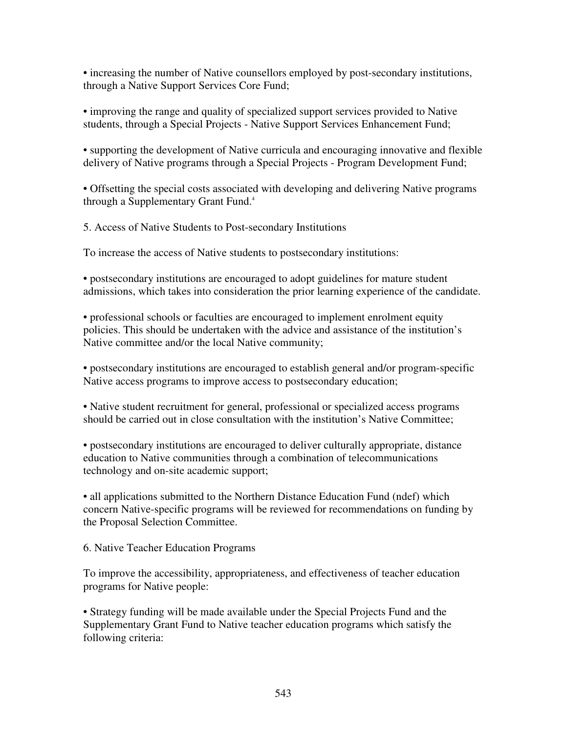- increasing the number of Native counsellors employed by post-secondary institutions, through a Native Support Services Core Fund;

- improving the range and quality of specialized support services provided to Native students, through a Special Projects - Native Support Services Enhancement Fund;

- supporting the development of Native curricula and encouraging innovative and flexible delivery of Native programs through a Special Projects - Program Development Fund;

- Offsetting the special costs associated with developing and delivering Native programs through a Supplementary Grant Fund.[4]

5. Access of Native Students to Post-secondary Institutions

To increase the access of Native students to postsecondary institutions:

- postsecondary institutions are encouraged to adopt guidelines for mature student admissions, which takes into consideration the prior learning experience of the candidate.

- professional schools or faculties are encouraged to implement enrolment equity policies. This should be undertaken with the advice and assistance of the institution's Native committee and/or the local Native community;

- postsecondary institutions are encouraged to establish general and/or program-specific Native access programs to improve access to postsecondary education;

- Native student recruitment for general, professional or specialized access programs should be carried out in close consultation with the institution's Native Committee;

- postsecondary institutions are encouraged to deliver culturally appropriate, distance education to Native communities through a combination of telecommunications technology and on-site academic support;

- all applications submitted to the Northern Distance Education Fund (ndef) which concern Native-specific programs will be reviewed for recommendations on funding by the Proposal Selection Committee.

6. Native Teacher Education Programs

To improve the accessibility, appropriateness, and effectiveness of teacher education programs for Native people:

- Strategy funding will be made available under the Special Projects Fund and the Supplementary Grant Fund to Native teacher education programs which satisfy the following criteria: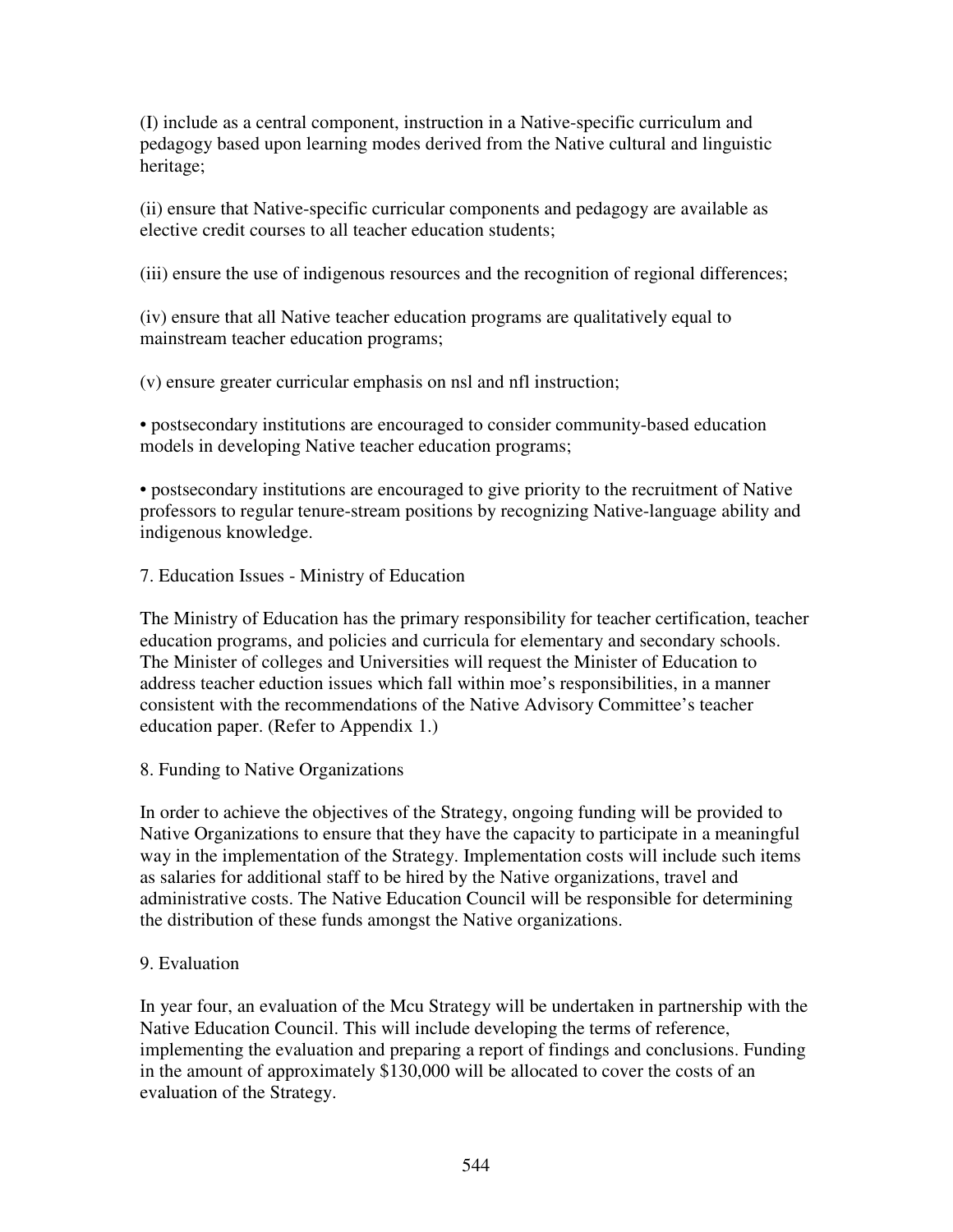(I) include as a central component, instruction in a Native-specific curriculum and pedagogy based upon learning modes derived from the Native cultural and linguistic heritage;

(ii) ensure that Native-specific curricular components and pedagogy are available as elective credit courses to all teacher education students;

(iii) ensure the use of indigenous resources and the recognition of regional differences;

(iv) ensure that all Native teacher education programs are qualitatively equal to mainstream teacher education programs;

(v) ensure greater curricular emphasis on nsl and nfl instruction;

• postsecondary institutions are encouraged to consider community-based education models in developing Native teacher education programs;

• postsecondary institutions are encouraged to give priority to the recruitment of Native professors to regular tenure-stream positions by recognizing Native-language ability and indigenous knowledge.

7. Education Issues - Ministry of Education

The Ministry of Education has the primary responsibility for teacher certification, teacher education programs, and policies and curricula for elementary and secondary schools. The Minister of colleges and Universities will request the Minister of Education to address teacher eduction issues which fall within moe's responsibilities, in a manner consistent with the recommendations of the Native Advisory Committee's teacher education paper. (Refer to Appendix 1.)

8. Funding to Native Organizations

In order to achieve the objectives of the Strategy, ongoing funding will be provided to Native Organizations to ensure that they have the capacity to participate in a meaningful way in the implementation of the Strategy. Implementation costs will include such items as salaries for additional staff to be hired by the Native organizations, travel and administrative costs. The Native Education Council will be responsible for determining the distribution of these funds amongst the Native organizations.

9. Evaluation

In year four, an evaluation of the Mcu Strategy will be undertaken in partnership with the Native Education Council. This will include developing the terms of reference, implementing the evaluation and preparing a report of findings and conclusions. Funding in the amount of approximately $130,000 will be allocated to cover the costs of an evaluation of the Strategy.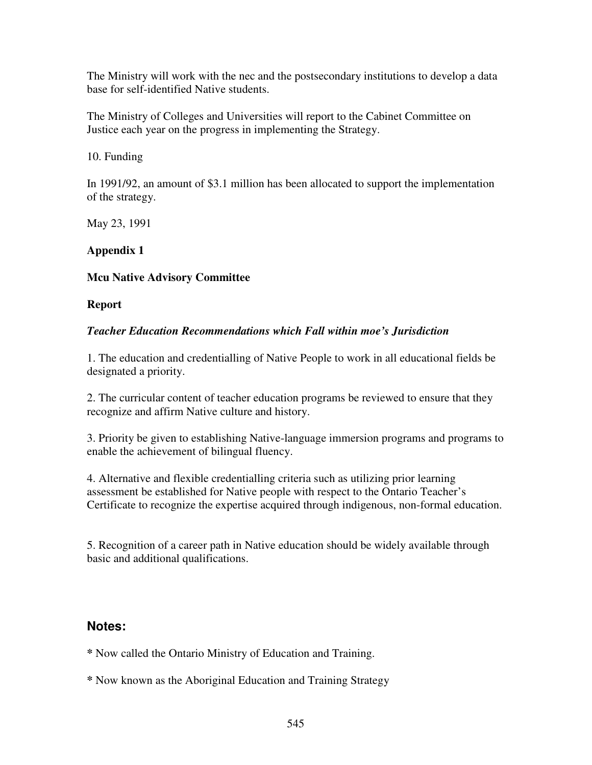The Ministry will work with the nec and the postsecondary institutions to develop a data base for self-identified Native students.

The Ministry of Colleges and Universities will report to the Cabinet Committee on Justice each year on the progress in implementing the Strategy.

10. Funding

In 1991/92, an amount of $3.1 million has been allocated to support the implementation of the strategy.

May 23, 1991

**Appendix 1**

**Mcu Native Advisory Committee**

**Report**

***Teacher Education Recommendations which Fall within moe's Jurisdiction***

1. The education and credentialling of Native People to work in all educational fields be designated a priority.

2. The curricular content of teacher education programs be reviewed to ensure that they recognize and affirm Native culture and history.

3. Priority be given to establishing Native-language immersion programs and programs to enable the achievement of bilingual fluency.

4. Alternative and flexible credentialling criteria such as utilizing prior learning assessment be established for Native people with respect to the Ontario Teacher's Certificate to recognize the expertise acquired through indigenous, non-formal education.

5. Recognition of a career path in Native education should be widely available through basic and additional qualifications.

## Notes:

**\*** Now called the Ontario Ministry of Education and Training.

**\*** Now known as the Aboriginal Education and Training Strategy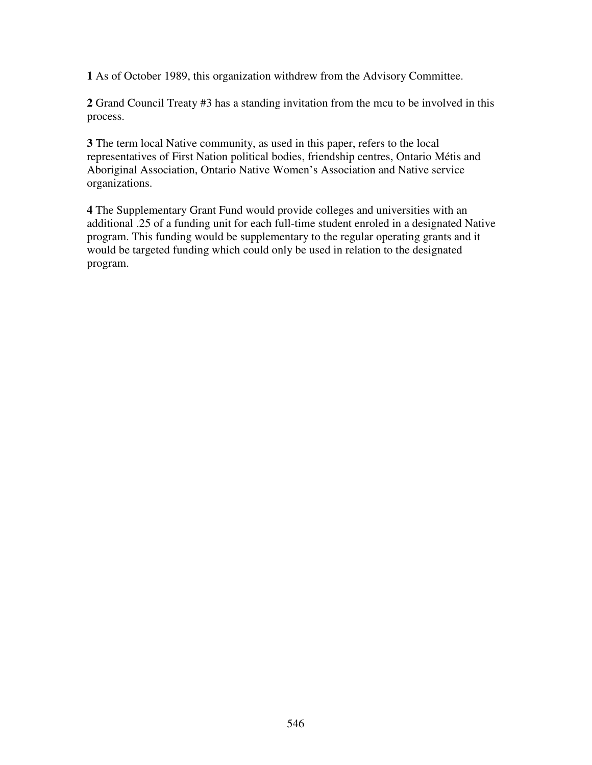**1** As of October 1989, this organization withdrew from the Advisory Committee.

**2** Grand Council Treaty #3 has a standing invitation from the mcu to be involved in this process.

**3** The term local Native community, as used in this paper, refers to the local representatives of First Nation political bodies, friendship centres, Ontario Métis and Aboriginal Association, Ontario Native Women's Association and Native service organizations.

**4** The Supplementary Grant Fund would provide colleges and universities with an additional .25 of a funding unit for each full-time student enroled in a designated Native program. This funding would be supplementary to the regular operating grants and it would be targeted funding which could only be used in relation to the designated program.